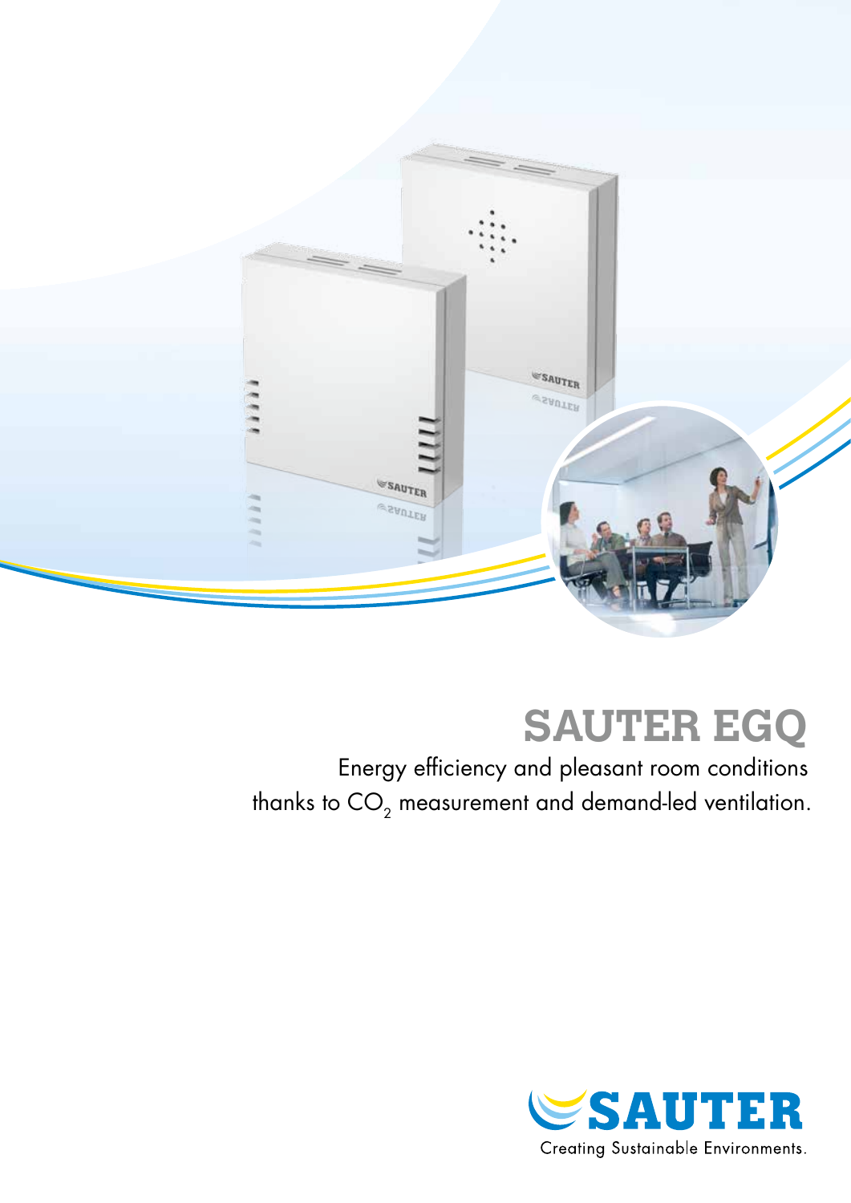# SAUTER EGQ

Energy efficiency and pleasant room conditions thanks to $CO_2$ measurement and demand-led ventilation.

SAUTER
Creating Sustainable Environments.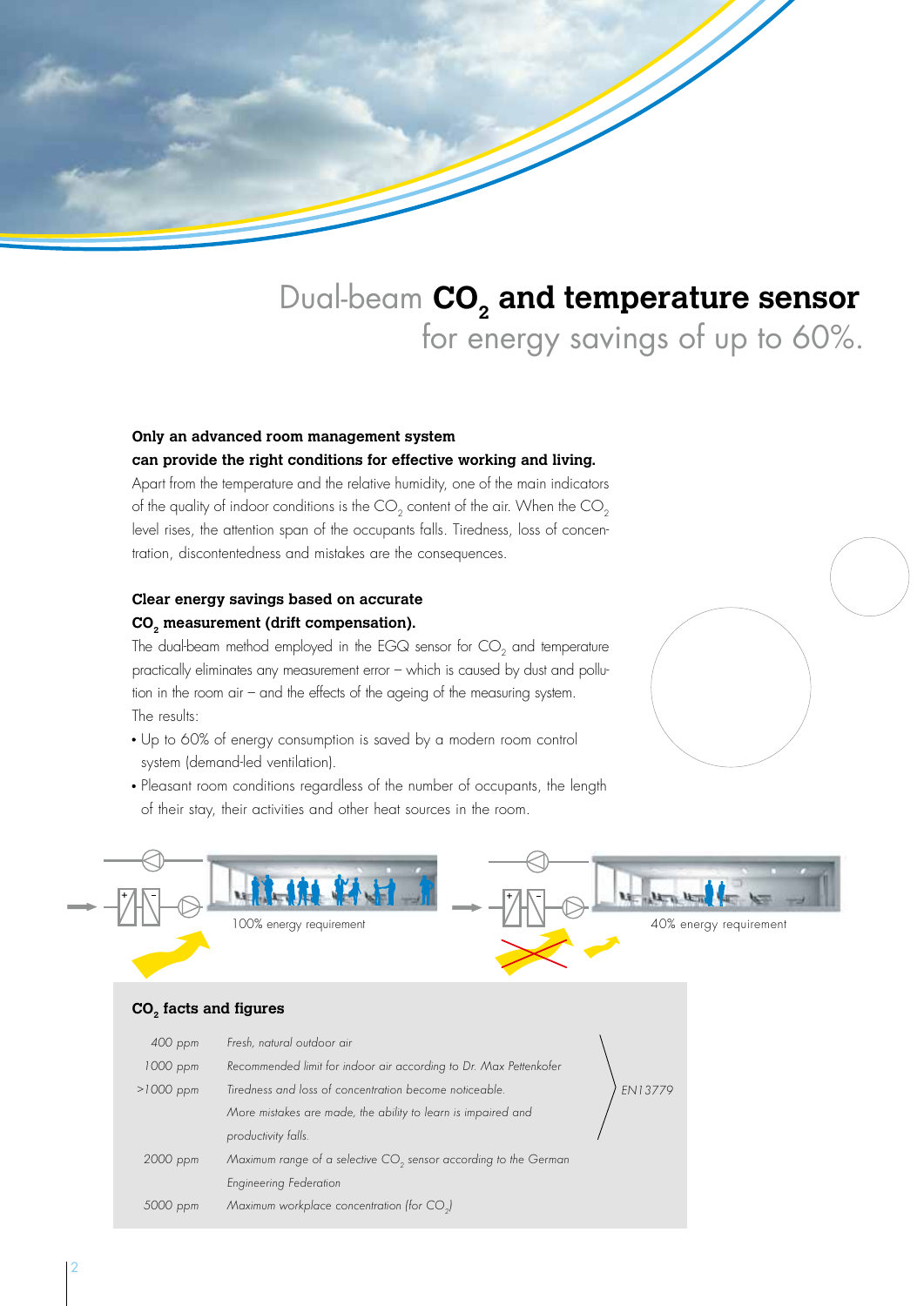# Dual-beam **$CO_2$ and temperature sensor** for energy savings of up to 60%.

**Only an advanced room management system can provide the right conditions for effective working and living.**

Apart from the temperature and the relative humidity, one of the main indicators of the quality of indoor conditions is the $CO_2$ content of the air. When the $CO_2$ level rises, the attention span of the occupants falls. Tiredness, loss of concentration, discontentedness and mistakes are the consequences.

**Clear energy savings based on accurate $CO_2$ measurement (drift compensation).**

The dual-beam method employed in the EGQ sensor for $CO_2$ and temperature practically eliminates any measurement error – which is caused by dust and pollution in the room air – and the effects of the ageing of the measuring system.

The results:

- Up to 60% of energy consumption is saved by a modern room control system (demand-led ventilation).
- Pleasant room conditions regardless of the number of occupants, the length of their stay, their activities and other heat sources in the room.

100% energy requirement

40% energy requirement

### $CO_2$ facts and figures

| | | |
|---|---|---|
| *400 ppm* | *Fresh, natural outdoor air* | *EN13779* |
| *1000 ppm* | *Recommended limit for indoor air according to Dr. Max Pettenkofer* | *EN13779* |
| *>1000 ppm* | *Tiredness and loss of concentration become noticeable. More mistakes are made, the ability to learn is impaired and productivity falls.* | *EN13779* |
| *2000 ppm* | *Maximum range of a selective $CO_2$ sensor according to the German Engineering Federation* | |
| *5000 ppm* | *Maximum workplace concentration (for $CO_2$)* | |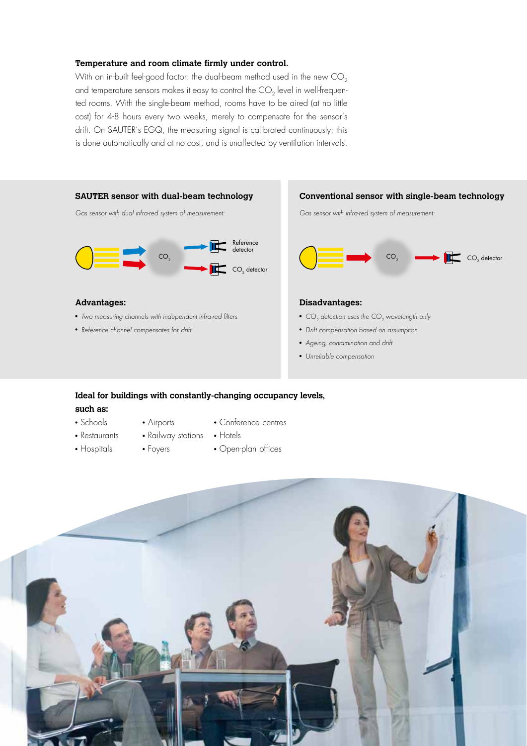**Temperature and room climate firmly under control.**

With an in-built feel-good factor: the dual-beam method used in the new $CO_2$ and temperature sensors makes it easy to control the $CO_2$ level in well-frequented rooms. With the single-beam method, rooms have to be aired (at no little cost) for 4-8 hours every two weeks, merely to compensate for the sensor's drift. On SAUTER's EGQ, the measuring signal is calibrated continuously; this is done automatically and at no cost, and is unaffected by ventilation intervals.

### SAUTER sensor with dual-beam technology

*Gas sensor with dual infra-red system of measurement:*

$CO_2$ — Reference detector — $CO_2$ detector

#### Advantages:

- *Two measuring channels with independent infra-red filters*
- *Reference channel compensates for drift*

### Conventional sensor with single-beam technology

*Gas sensor with infra-red system of measurement:*

$CO_2$ — $CO_2$ detector

#### Disadvantages:

- *$CO_2$ detection uses the $CO_2$ wavelength only*
- *Drift compensation based on assumption*
- *Ageing, contamination and drift*
- *Unreliable compensation*

**Ideal for buildings with constantly-changing occupancy levels, such as:**

- Schools
- Restaurants
- Hospitals
- Airports
- Railway stations
- Foyers
- Conference centres
- Hotels
- Open-plan offices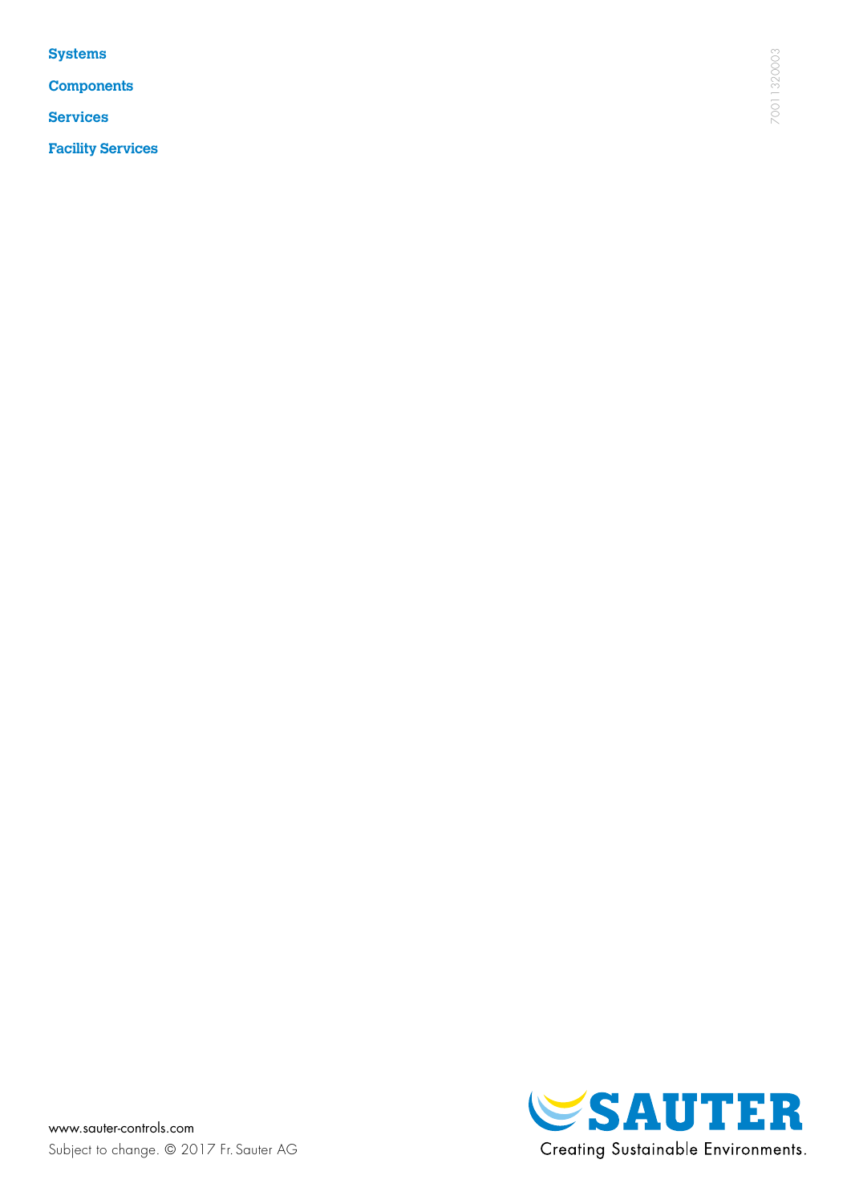**Systems**

**Components**

**Services**

**Facility Services**

7001132003

www.sauter-controls.com

Subject to change. © 2017 Fr. Sauter AG

SAUTER

Creating Sustainable Environments.